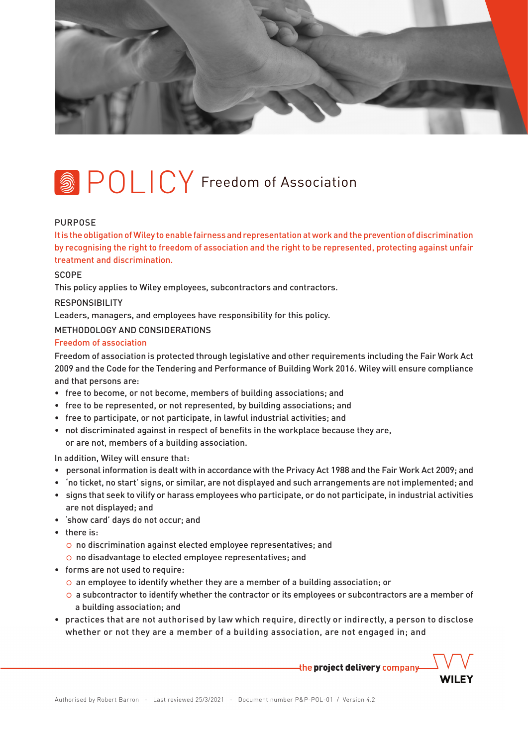# POLICY Freedom of Association

## PURPOSE

It is the obligation of Wiley to enable fairness and representation at work and the prevention of discrimination by recognising the right to freedom of association and the right to be represented, protecting against unfair treatment and discrimination.

## SCOPE

This policy applies to Wiley employees, subcontractors and contractors.

## RESPONSIBILITY

Leaders, managers, and employees have responsibility for this policy.

## METHODOLOGY AND CONSIDERATIONS

### Freedom of association

Freedom of association is protected through legislative and other requirements including the Fair Work Act 2009 and the Code for the Tendering and Performance of Building Work 2016. Wiley will ensure compliance and that persons are:

- free to become, or not become, members of building associations; and
- free to be represented, or not represented, by building associations; and
- free to participate, or not participate, in lawful industrial activities; and
- not discriminated against in respect of benefits in the workplace because they are, or are not, members of a building association.

In addition, Wiley will ensure that:

- personal information is dealt with in accordance with the Privacy Act 1988 and the Fair Work Act 2009; and
- 'no ticket, no start' signs, or similar, are not displayed and such arrangements are not implemented; and
- signs that seek to vilify or harass employees who participate, or do not participate, in industrial activities are not displayed; and
- 'show card' days do not occur; and
- there is:
  - no discrimination against elected employee representatives; and
  - no disadvantage to elected employee representatives; and
- forms are not used to require:
  - an employee to identify whether they are a member of a building association; or
  - a subcontractor to identify whether the contractor or its employees or subcontractors are a member of a building association; and
- practices that are not authorised by law which require, directly or indirectly, a person to disclose whether or not they are a member of a building association, are not engaged in; and

the project delivery company

WILEY

Authorised by Robert Barron - Last reviewed 25/3/2021 - Document number P&P-POL-01 / Version 4.2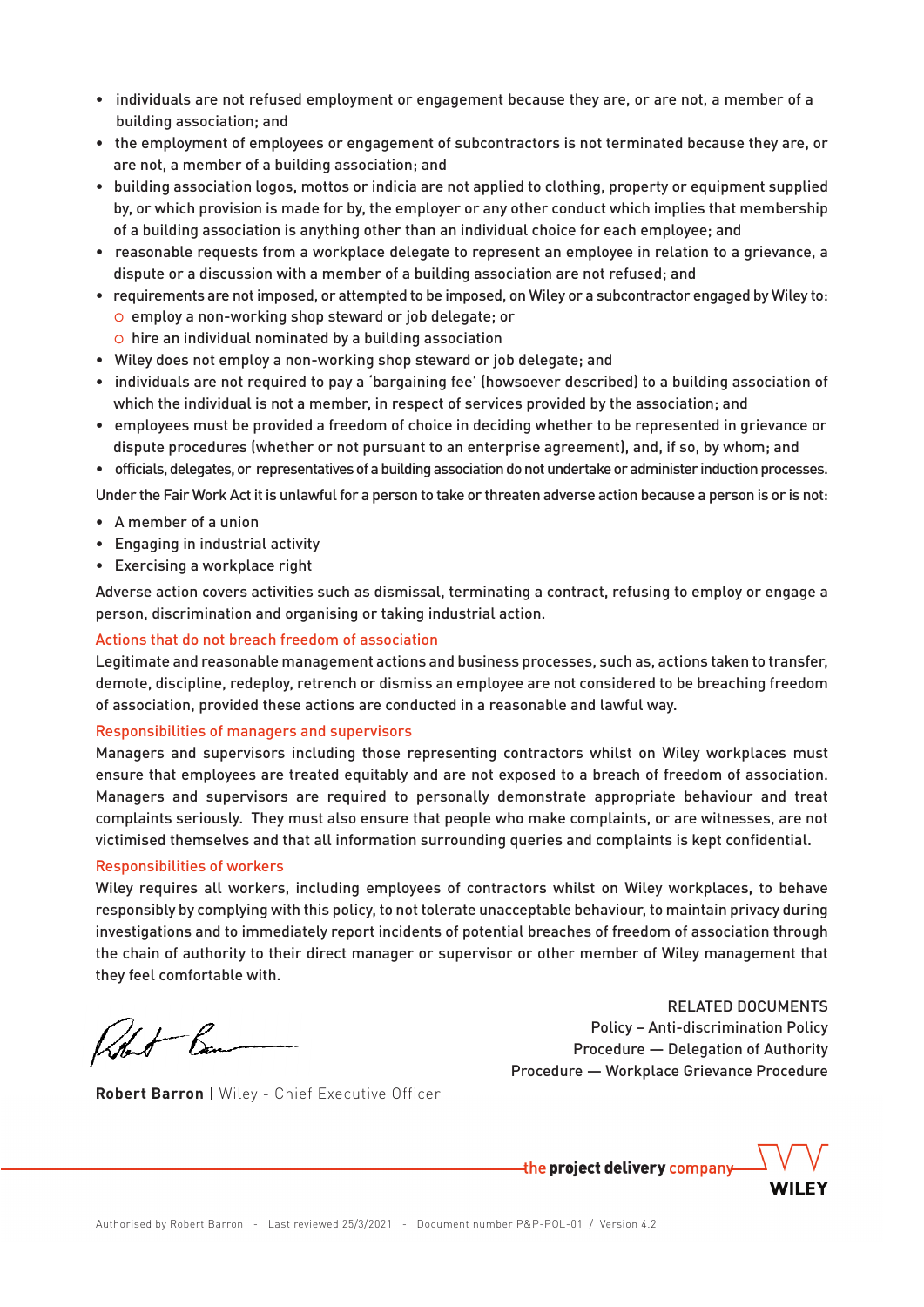- individuals are not refused employment or engagement because they are, or are not, a member of a building association; and
- the employment of employees or engagement of subcontractors is not terminated because they are, or are not, a member of a building association; and
- building association logos, mottos or indicia are not applied to clothing, property or equipment supplied by, or which provision is made for by, the employer or any other conduct which implies that membership of a building association is anything other than an individual choice for each employee; and
- reasonable requests from a workplace delegate to represent an employee in relation to a grievance, a dispute or a discussion with a member of a building association are not refused; and
- requirements are not imposed, or attempted to be imposed, on Wiley or a subcontractor engaged by Wiley to:
  - employ a non-working shop steward or job delegate; or
  - hire an individual nominated by a building association
- Wiley does not employ a non-working shop steward or job delegate; and
- individuals are not required to pay a 'bargaining fee' (howsoever described) to a building association of which the individual is not a member, in respect of services provided by the association; and
- employees must be provided a freedom of choice in deciding whether to be represented in grievance or dispute procedures (whether or not pursuant to an enterprise agreement), and, if so, by whom; and
- officials, delegates, or representatives of a building association do not undertake or administer induction processes.

Under the Fair Work Act it is unlawful for a person to take or threaten adverse action because a person is or is not:

- A member of a union
- Engaging in industrial activity
- Exercising a workplace right

Adverse action covers activities such as dismissal, terminating a contract, refusing to employ or engage a person, discrimination and organising or taking industrial action.

### Actions that do not breach freedom of association

Legitimate and reasonable management actions and business processes, such as, actions taken to transfer, demote, discipline, redeploy, retrench or dismiss an employee are not considered to be breaching freedom of association, provided these actions are conducted in a reasonable and lawful way.

### Responsibilities of managers and supervisors

Managers and supervisors including those representing contractors whilst on Wiley workplaces must ensure that employees are treated equitably and are not exposed to a breach of freedom of association. Managers and supervisors are required to personally demonstrate appropriate behaviour and treat complaints seriously. They must also ensure that people who make complaints, or are witnesses, are not victimised themselves and that all information surrounding queries and complaints is kept confidential.

### Responsibilities of workers

Wiley requires all workers, including employees of contractors whilst on Wiley workplaces, to behave responsibly by complying with this policy, to not tolerate unacceptable behaviour, to maintain privacy during investigations and to immediately report incidents of potential breaches of freedom of association through the chain of authority to their direct manager or supervisor or other member of Wiley management that they feel comfortable with.

**Robert Barron** | Wiley - Chief Executive Officer

RELATED DOCUMENTS
Policy – Anti-discrimination Policy
Procedure — Delegation of Authority
Procedure — Workplace Grievance Procedure

the project delivery company

WILEY

Authorised by Robert Barron - Last reviewed 25/3/2021 - Document number P&P-POL-01 / Version 4.2